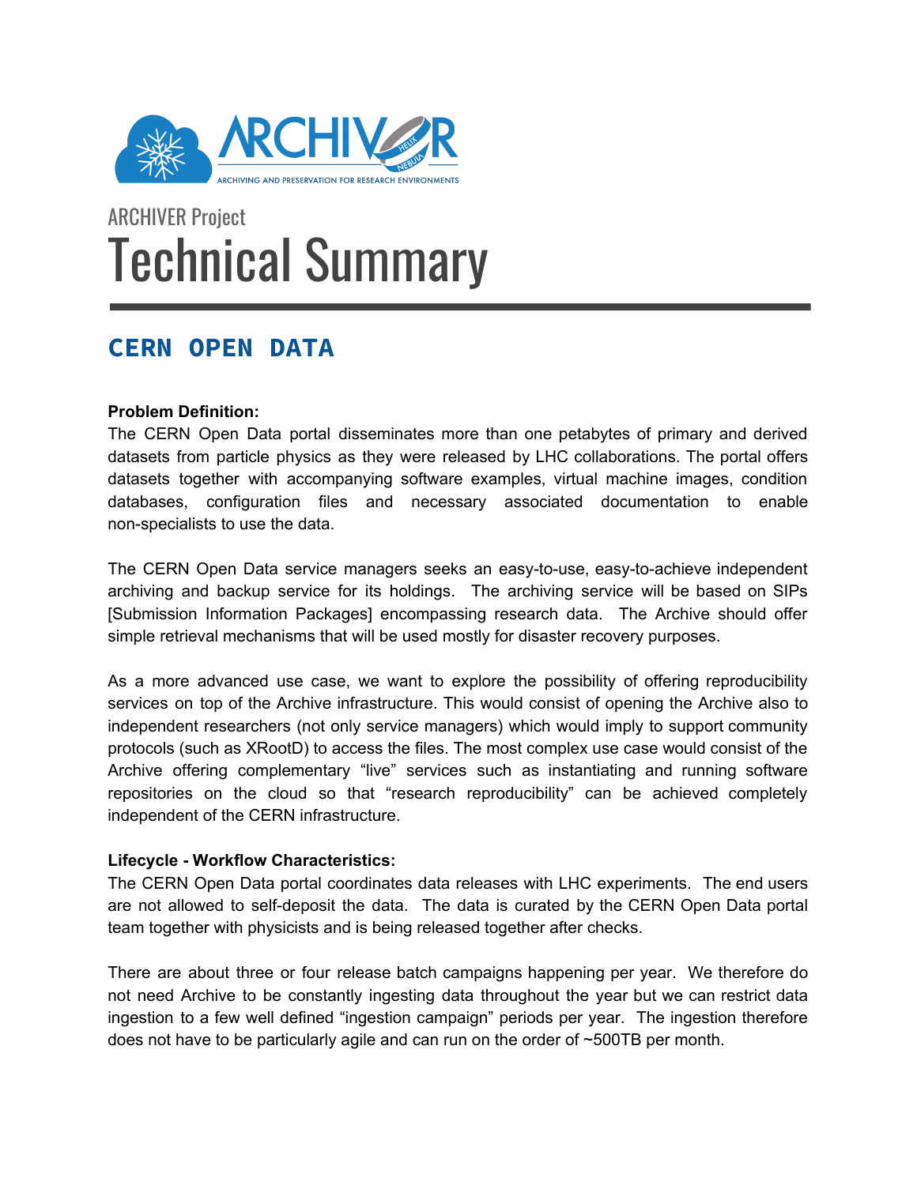ARCHIVER Project

# Technical Summary

## CERN OPEN DATA

**Problem Definition:**

The CERN Open Data portal disseminates more than one petabytes of primary and derived datasets from particle physics as they were released by LHC collaborations. The portal offers datasets together with accompanying software examples, virtual machine images, condition databases, configuration files and necessary associated documentation to enable non-specialists to use the data.

The CERN Open Data service managers seeks an easy-to-use, easy-to-achieve independent archiving and backup service for its holdings. The archiving service will be based on SIPs [Submission Information Packages] encompassing research data. The Archive should offer simple retrieval mechanisms that will be used mostly for disaster recovery purposes.

As a more advanced use case, we want to explore the possibility of offering reproducibility services on top of the Archive infrastructure. This would consist of opening the Archive also to independent researchers (not only service managers) which would imply to support community protocols (such as XRootD) to access the files. The most complex use case would consist of the Archive offering complementary "live" services such as instantiating and running software repositories on the cloud so that "research reproducibility" can be achieved completely independent of the CERN infrastructure.

**Lifecycle - Workflow Characteristics:**

The CERN Open Data portal coordinates data releases with LHC experiments. The end users are not allowed to self-deposit the data. The data is curated by the CERN Open Data portal team together with physicists and is being released together after checks.

There are about three or four release batch campaigns happening per year. We therefore do not need Archive to be constantly ingesting data throughout the year but we can restrict data ingestion to a few well defined "ingestion campaign" periods per year. The ingestion therefore does not have to be particularly agile and can run on the order of ~500TB per month.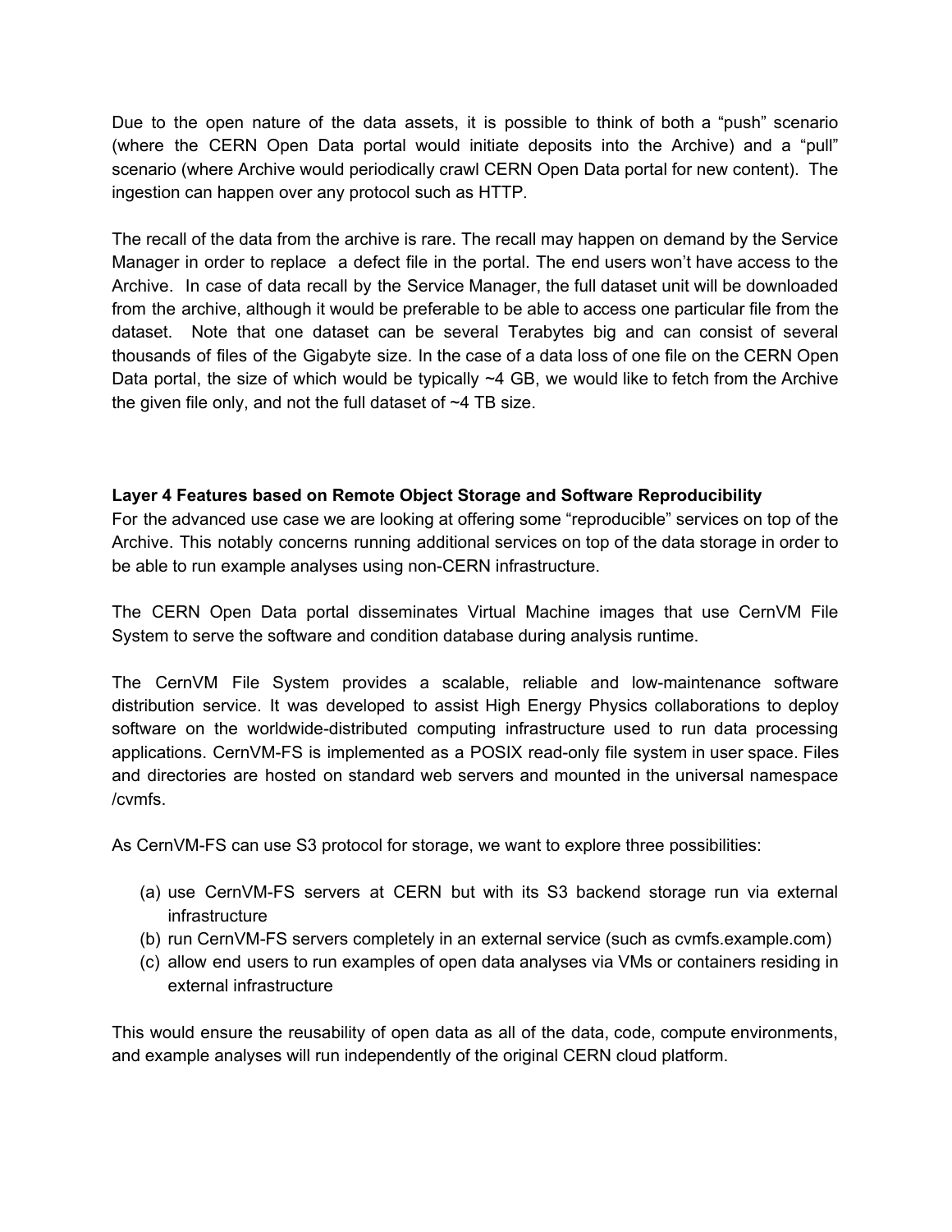Due to the open nature of the data assets, it is possible to think of both a "push" scenario (where the CERN Open Data portal would initiate deposits into the Archive) and a "pull" scenario (where Archive would periodically crawl CERN Open Data portal for new content). The ingestion can happen over any protocol such as HTTP.

The recall of the data from the archive is rare. The recall may happen on demand by the Service Manager in order to replace a defect file in the portal. The end users won't have access to the Archive. In case of data recall by the Service Manager, the full dataset unit will be downloaded from the archive, although it would be preferable to be able to access one particular file from the dataset. Note that one dataset can be several Terabytes big and can consist of several thousands of files of the Gigabyte size. In the case of a data loss of one file on the CERN Open Data portal, the size of which would be typically ~4 GB, we would like to fetch from the Archive the given file only, and not the full dataset of ~4 TB size.

**Layer 4 Features based on Remote Object Storage and Software Reproducibility**

For the advanced use case we are looking at offering some "reproducible" services on top of the Archive. This notably concerns running additional services on top of the data storage in order to be able to run example analyses using non-CERN infrastructure.

The CERN Open Data portal disseminates Virtual Machine images that use CernVM File System to serve the software and condition database during analysis runtime.

The CernVM File System provides a scalable, reliable and low-maintenance software distribution service. It was developed to assist High Energy Physics collaborations to deploy software on the worldwide-distributed computing infrastructure used to run data processing applications. CernVM-FS is implemented as a POSIX read-only file system in user space. Files and directories are hosted on standard web servers and mounted in the universal namespace /cvmfs.

As CernVM-FS can use S3 protocol for storage, we want to explore three possibilities:

(a) use CernVM-FS servers at CERN but with its S3 backend storage run via external infrastructure
(b) run CernVM-FS servers completely in an external service (such as cvmfs.example.com)
(c) allow end users to run examples of open data analyses via VMs or containers residing in external infrastructure

This would ensure the reusability of open data as all of the data, code, compute environments, and example analyses will run independently of the original CERN cloud platform.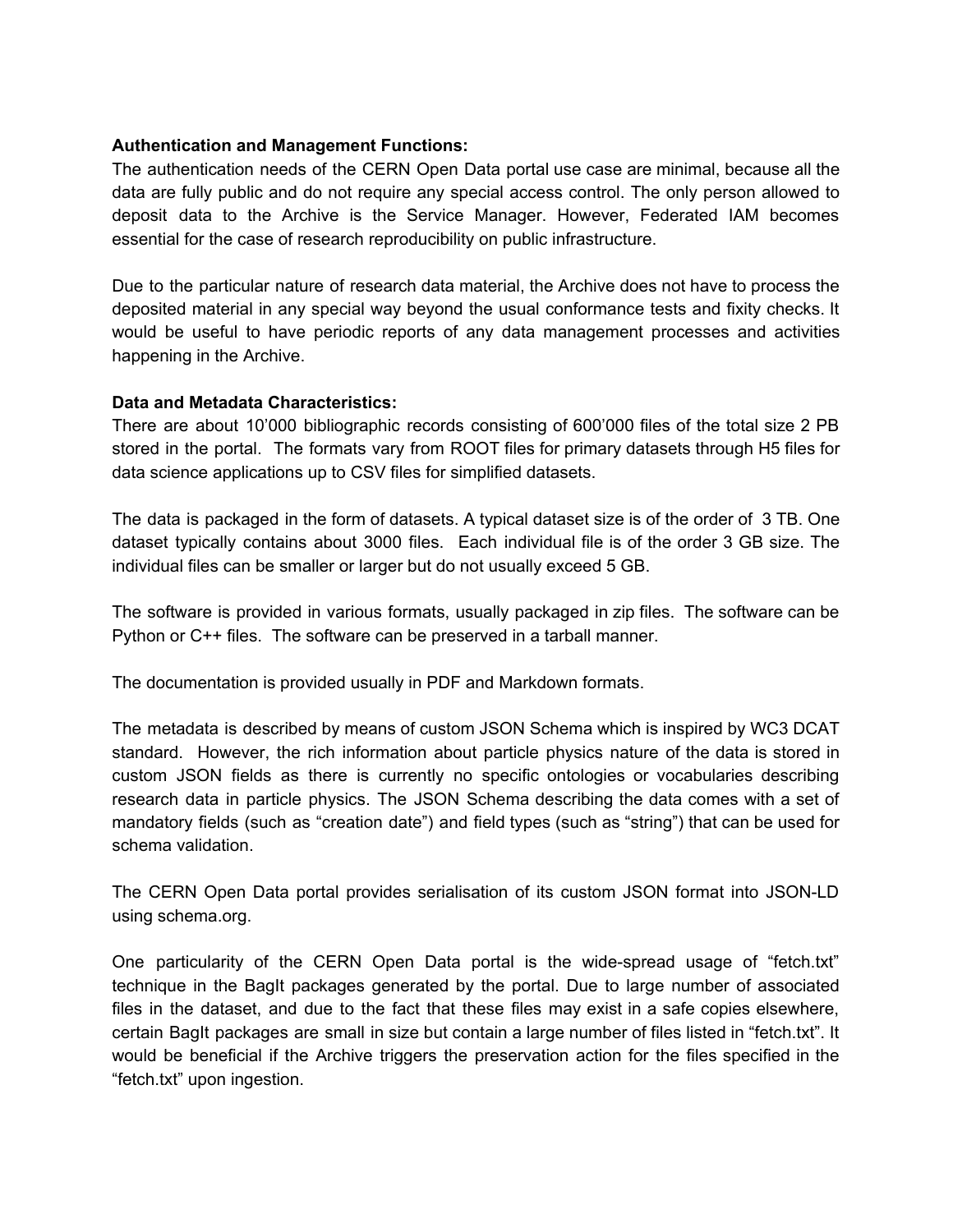**Authentication and Management Functions:**

The authentication needs of the CERN Open Data portal use case are minimal, because all the data are fully public and do not require any special access control. The only person allowed to deposit data to the Archive is the Service Manager. However, Federated IAM becomes essential for the case of research reproducibility on public infrastructure.

Due to the particular nature of research data material, the Archive does not have to process the deposited material in any special way beyond the usual conformance tests and fixity checks. It would be useful to have periodic reports of any data management processes and activities happening in the Archive.

**Data and Metadata Characteristics:**

There are about 10’000 bibliographic records consisting of 600’000 files of the total size 2 PB stored in the portal. The formats vary from ROOT files for primary datasets through H5 files for data science applications up to CSV files for simplified datasets.

The data is packaged in the form of datasets. A typical dataset size is of the order of 3 TB. One dataset typically contains about 3000 files. Each individual file is of the order 3 GB size. The individual files can be smaller or larger but do not usually exceed 5 GB.

The software is provided in various formats, usually packaged in zip files. The software can be Python or C++ files. The software can be preserved in a tarball manner.

The documentation is provided usually in PDF and Markdown formats.

The metadata is described by means of custom JSON Schema which is inspired by WC3 DCAT standard. However, the rich information about particle physics nature of the data is stored in custom JSON fields as there is currently no specific ontologies or vocabularies describing research data in particle physics. The JSON Schema describing the data comes with a set of mandatory fields (such as “creation date”) and field types (such as “string”) that can be used for schema validation.

The CERN Open Data portal provides serialisation of its custom JSON format into JSON-LD using schema.org.

One particularity of the CERN Open Data portal is the wide-spread usage of “fetch.txt” technique in the BagIt packages generated by the portal. Due to large number of associated files in the dataset, and due to the fact that these files may exist in a safe copies elsewhere, certain BagIt packages are small in size but contain a large number of files listed in “fetch.txt”. It would be beneficial if the Archive triggers the preservation action for the files specified in the “fetch.txt” upon ingestion.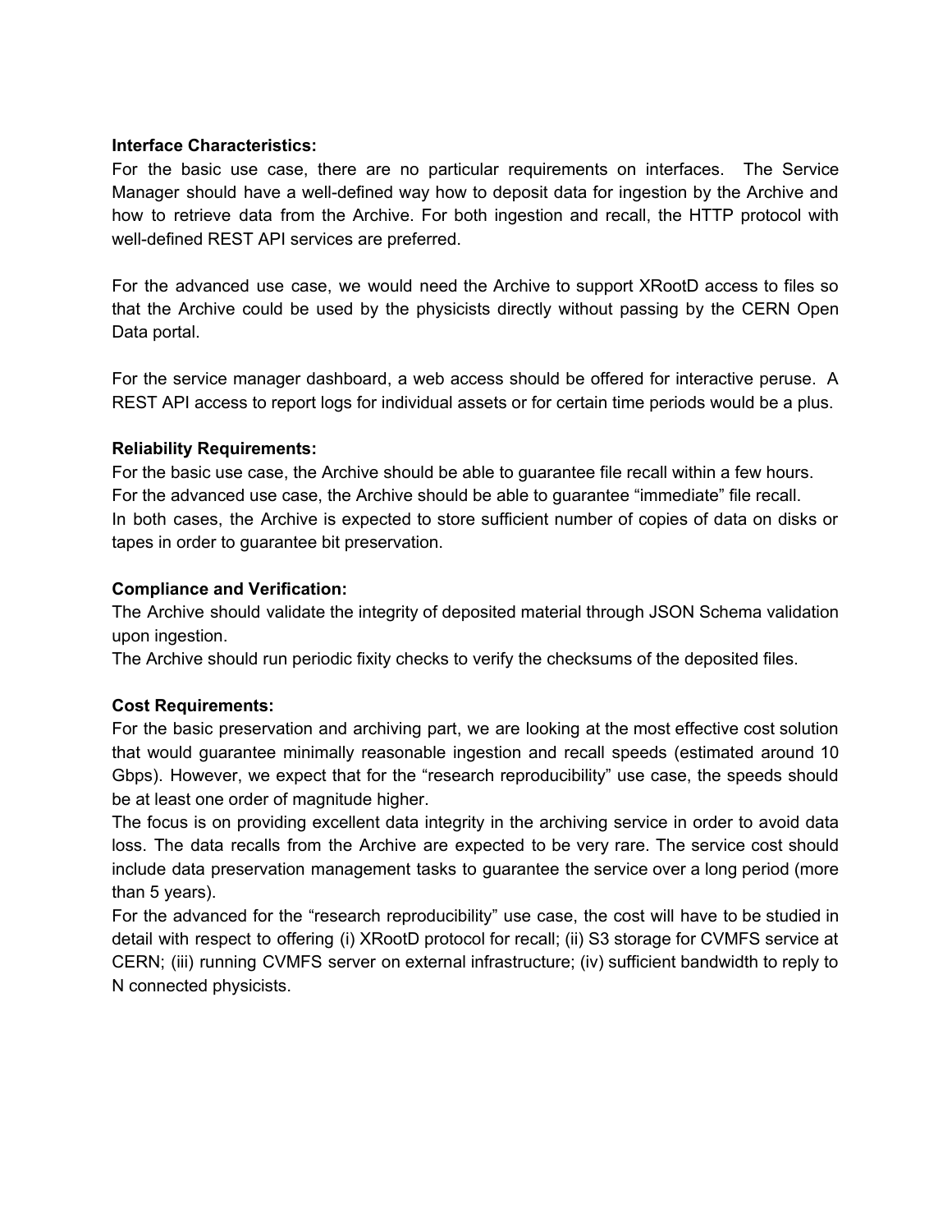**Interface Characteristics:**

For the basic use case, there are no particular requirements on interfaces. The Service Manager should have a well-defined way how to deposit data for ingestion by the Archive and how to retrieve data from the Archive. For both ingestion and recall, the HTTP protocol with well-defined REST API services are preferred.

For the advanced use case, we would need the Archive to support XRootD access to files so that the Archive could be used by the physicists directly without passing by the CERN Open Data portal.

For the service manager dashboard, a web access should be offered for interactive peruse. A REST API access to report logs for individual assets or for certain time periods would be a plus.

**Reliability Requirements:**

For the basic use case, the Archive should be able to guarantee file recall within a few hours.
For the advanced use case, the Archive should be able to guarantee "immediate" file recall.
In both cases, the Archive is expected to store sufficient number of copies of data on disks or tapes in order to guarantee bit preservation.

**Compliance and Verification:**

The Archive should validate the integrity of deposited material through JSON Schema validation upon ingestion.
The Archive should run periodic fixity checks to verify the checksums of the deposited files.

**Cost Requirements:**

For the basic preservation and archiving part, we are looking at the most effective cost solution that would guarantee minimally reasonable ingestion and recall speeds (estimated around 10 Gbps). However, we expect that for the "research reproducibility" use case, the speeds should be at least one order of magnitude higher.
The focus is on providing excellent data integrity in the archiving service in order to avoid data loss. The data recalls from the Archive are expected to be very rare. The service cost should include data preservation management tasks to guarantee the service over a long period (more than 5 years).
For the advanced for the "research reproducibility" use case, the cost will have to be studied in detail with respect to offering (i) XRootD protocol for recall; (ii) S3 storage for CVMFS service at CERN; (iii) running CVMFS server on external infrastructure; (iv) sufficient bandwidth to reply to N connected physicists.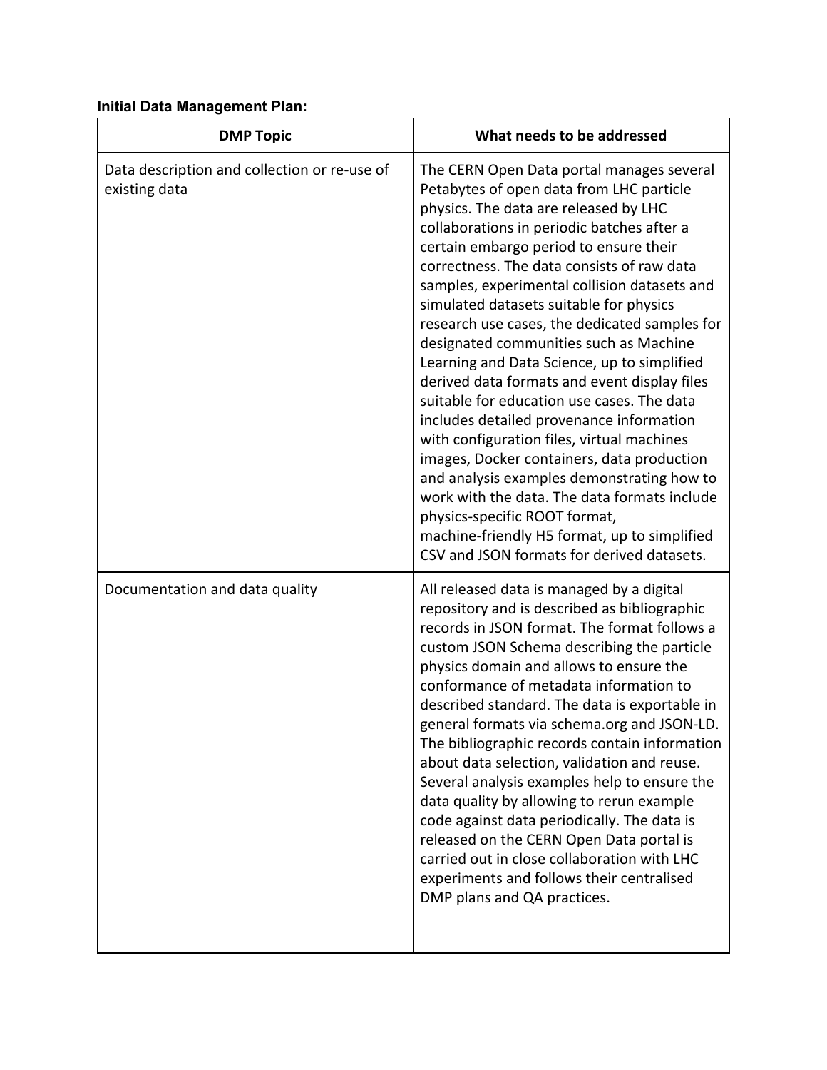**Initial Data Management Plan:**

| DMP Topic | What needs to be addressed |
| --- | --- |
| Data description and collection or re-use of existing data | The CERN Open Data portal manages several Petabytes of open data from LHC particle physics. The data are released by LHC collaborations in periodic batches after a certain embargo period to ensure their correctness. The data consists of raw data samples, experimental collision datasets and simulated datasets suitable for physics research use cases, the dedicated samples for designated communities such as Machine Learning and Data Science, up to simplified derived data formats and event display files suitable for education use cases. The data includes detailed provenance information with configuration files, virtual machines images, Docker containers, data production and analysis examples demonstrating how to work with the data. The data formats include physics-specific ROOT format, machine-friendly H5 format, up to simplified CSV and JSON formats for derived datasets. |
| Documentation and data quality | All released data is managed by a digital repository and is described as bibliographic records in JSON format. The format follows a custom JSON Schema describing the particle physics domain and allows to ensure the conformance of metadata information to described standard. The data is exportable in general formats via schema.org and JSON-LD. The bibliographic records contain information about data selection, validation and reuse. Several analysis examples help to ensure the data quality by allowing to rerun example code against data periodically. The data is released on the CERN Open Data portal is carried out in close collaboration with LHC experiments and follows their centralised DMP plans and QA practices. |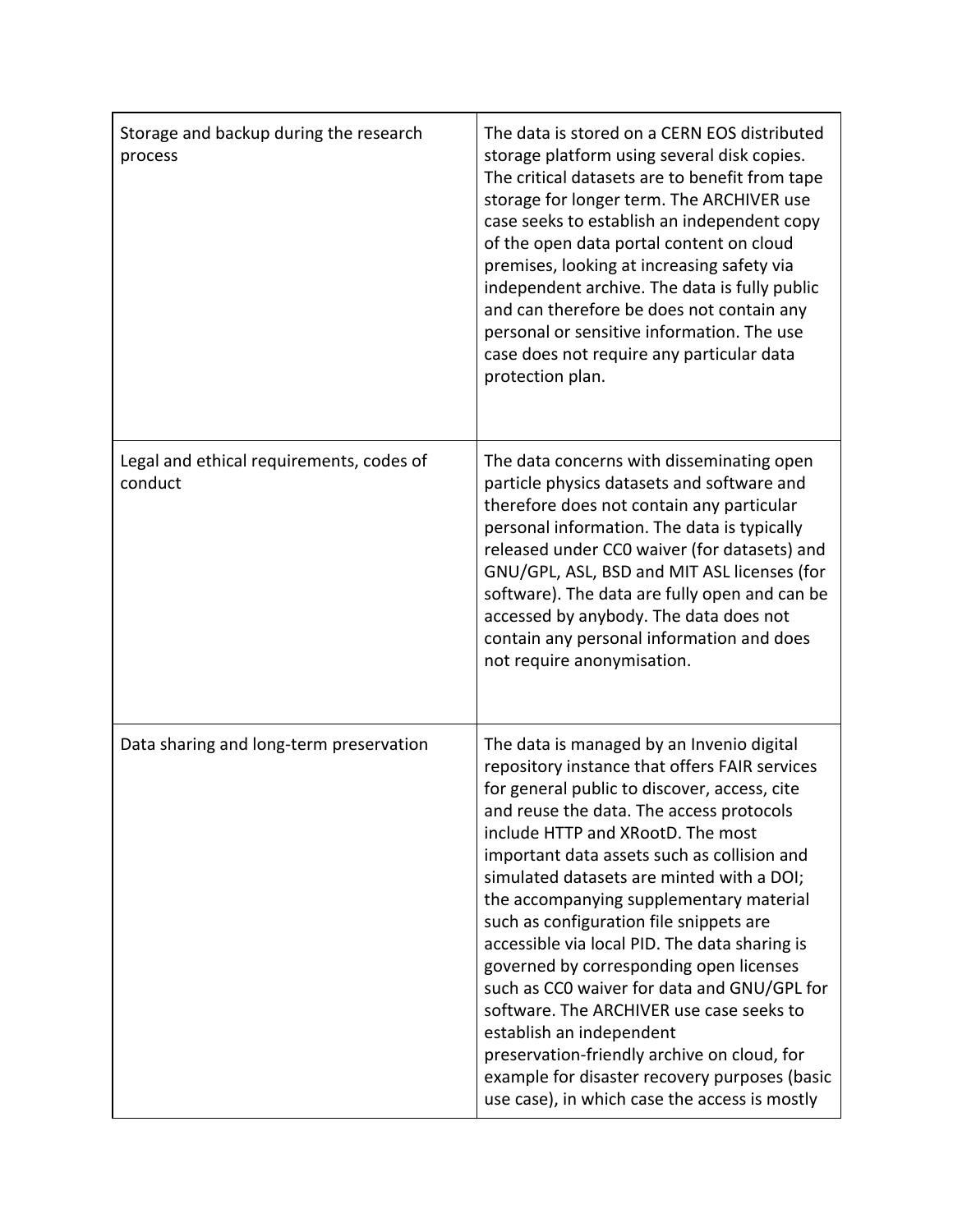| | |
|---|---|
| Storage and backup during the research process | The data is stored on a CERN EOS distributed storage platform using several disk copies. The critical datasets are to benefit from tape storage for longer term. The ARCHIVER use case seeks to establish an independent copy of the open data portal content on cloud premises, looking at increasing safety via independent archive. The data is fully public and can therefore be does not contain any personal or sensitive information. The use case does not require any particular data protection plan. |
| Legal and ethical requirements, codes of conduct | The data concerns with disseminating open particle physics datasets and software and therefore does not contain any particular personal information. The data is typically released under CC0 waiver (for datasets) and GNU/GPL, ASL, BSD and MIT ASL licenses (for software). The data are fully open and can be accessed by anybody. The data does not contain any personal information and does not require anonymisation. |
| Data sharing and long-term preservation | The data is managed by an Invenio digital repository instance that offers FAIR services for general public to discover, access, cite and reuse the data. The access protocols include HTTP and XRootD. The most important data assets such as collision and simulated datasets are minted with a DOI; the accompanying supplementary material such as configuration file snippets are accessible via local PID. The data sharing is governed by corresponding open licenses such as CC0 waiver for data and GNU/GPL for software. The ARCHIVER use case seeks to establish an independent preservation-friendly archive on cloud, for example for disaster recovery purposes (basic use case), in which case the access is mostly |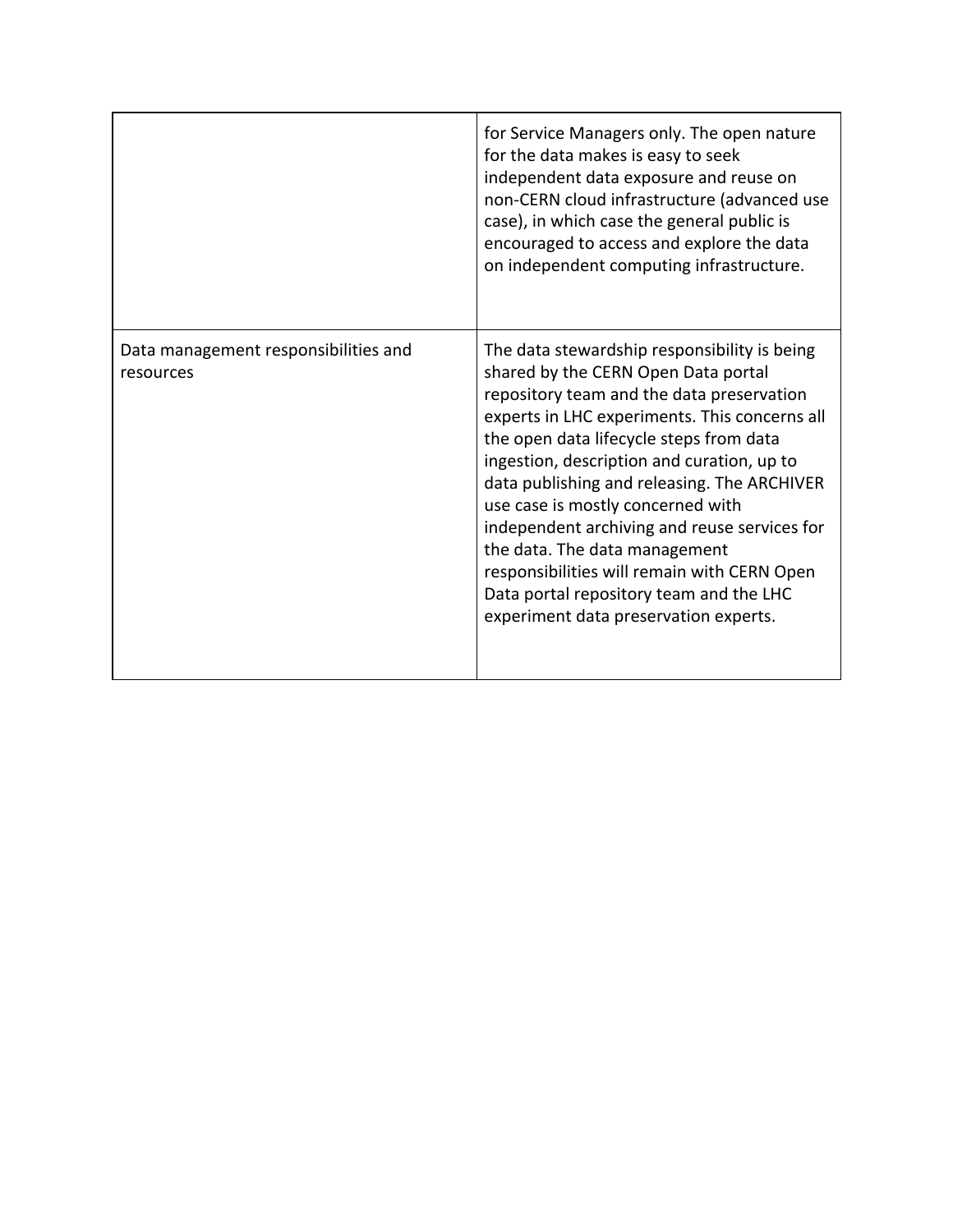| | |
|---|---|
| | for Service Managers only. The open nature for the data makes is easy to seek independent data exposure and reuse on non-CERN cloud infrastructure (advanced use case), in which case the general public is encouraged to access and explore the data on independent computing infrastructure. |
| Data management responsibilities and resources | The data stewardship responsibility is being shared by the CERN Open Data portal repository team and the data preservation experts in LHC experiments. This concerns all the open data lifecycle steps from data ingestion, description and curation, up to data publishing and releasing. The ARCHIVER use case is mostly concerned with independent archiving and reuse services for the data. The data management responsibilities will remain with CERN Open Data portal repository team and the LHC experiment data preservation experts. |